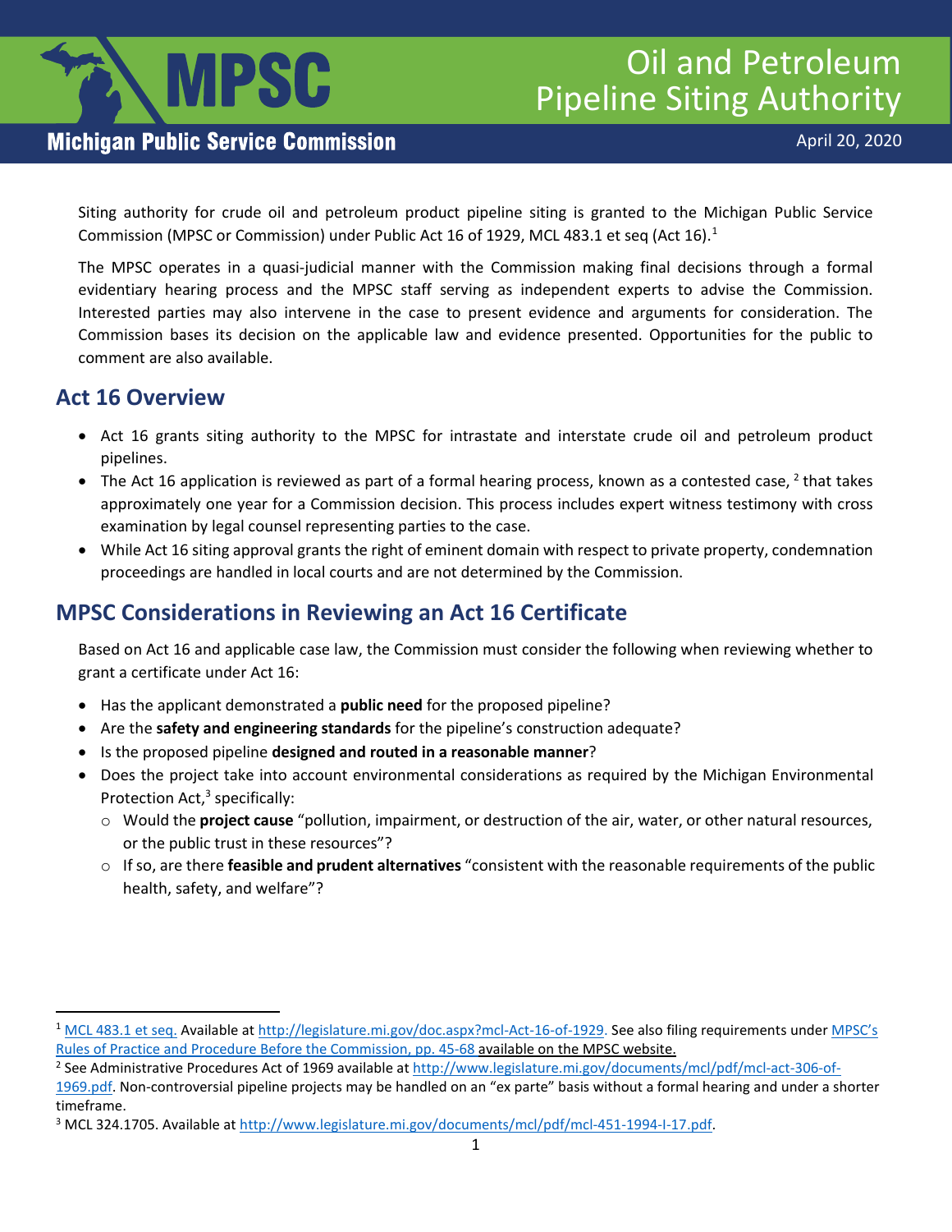# Oil and Petroleum Pipeline Siting Authority

**Michigan Public Service Commission**

April 20, 2020

Siting authority for crude oil and petroleum product pipeline siting is granted to the Michigan Public Service Commission (MPSC or Commission) under Public Act 16 of 1929, MCL 483.1 et seq (Act 16).[1]

The MPSC operates in a quasi-judicial manner with the Commission making final decisions through a formal evidentiary hearing process and the MPSC staff serving as independent experts to advise the Commission. Interested parties may also intervene in the case to present evidence and arguments for consideration. The Commission bases its decision on the applicable law and evidence presented. Opportunities for the public to comment are also available.

## Act 16 Overview

- Act 16 grants siting authority to the MPSC for intrastate and interstate crude oil and petroleum product pipelines.
- The Act 16 application is reviewed as part of a formal hearing process, known as a contested case, [2] that takes approximately one year for a Commission decision. This process includes expert witness testimony with cross examination by legal counsel representing parties to the case.
- While Act 16 siting approval grants the right of eminent domain with respect to private property, condemnation proceedings are handled in local courts and are not determined by the Commission.

## MPSC Considerations in Reviewing an Act 16 Certificate

Based on Act 16 and applicable case law, the Commission must consider the following when reviewing whether to grant a certificate under Act 16:

- Has the applicant demonstrated a **public need** for the proposed pipeline?
- Are the **safety and engineering standards** for the pipeline's construction adequate?
- Is the proposed pipeline **designed and routed in a reasonable manner**?
- Does the project take into account environmental considerations as required by the Michigan Environmental Protection Act,[3] specifically:
  - Would the **project cause** "pollution, impairment, or destruction of the air, water, or other natural resources, or the public trust in these resources"?
  - If so, are there **feasible and prudent alternatives** "consistent with the reasonable requirements of the public health, safety, and welfare"?

---

[1] MCL 483.1 et seq. Available at http://legislature.mi.gov/doc.aspx?mcl-Act-16-of-1929. See also filing requirements under MPSC's Rules of Practice and Procedure Before the Commission, pp. 45-68 available on the MPSC website.

[2] See Administrative Procedures Act of 1969 available at http://www.legislature.mi.gov/documents/mcl/pdf/mcl-act-306-of-1969.pdf. Non-controversial pipeline projects may be handled on an "ex parte" basis without a formal hearing and under a shorter timeframe.

[3] MCL 324.1705. Available at http://www.legislature.mi.gov/documents/mcl/pdf/mcl-451-1994-I-17.pdf.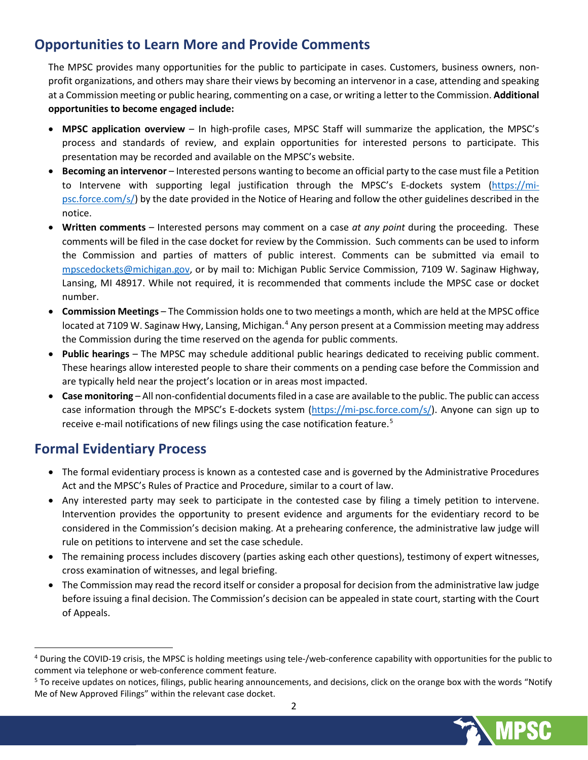## Opportunities to Learn More and Provide Comments

The MPSC provides many opportunities for the public to participate in cases. Customers, business owners, non-profit organizations, and others may share their views by becoming an intervenor in a case, attending and speaking at a Commission meeting or public hearing, commenting on a case, or writing a letter to the Commission. **Additional opportunities to become engaged include:**

- **MPSC application overview** – In high-profile cases, MPSC Staff will summarize the application, the MPSC's process and standards of review, and explain opportunities for interested persons to participate. This presentation may be recorded and available on the MPSC's website.
- **Becoming an intervenor** – Interested persons wanting to become an official party to the case must file a Petition to Intervene with supporting legal justification through the MPSC's E-dockets system (https://mi-psc.force.com/s/) by the date provided in the Notice of Hearing and follow the other guidelines described in the notice.
- **Written comments** – Interested persons may comment on a case *at any point* during the proceeding. These comments will be filed in the case docket for review by the Commission. Such comments can be used to inform the Commission and parties of matters of public interest. Comments can be submitted via email to mpscedockets@michigan.gov, or by mail to: Michigan Public Service Commission, 7109 W. Saginaw Highway, Lansing, MI 48917. While not required, it is recommended that comments include the MPSC case or docket number.
- **Commission Meetings** – The Commission holds one to two meetings a month, which are held at the MPSC office located at 7109 W. Saginaw Hwy, Lansing, Michigan.[4] Any person present at a Commission meeting may address the Commission during the time reserved on the agenda for public comments.
- **Public hearings** – The MPSC may schedule additional public hearings dedicated to receiving public comment. These hearings allow interested people to share their comments on a pending case before the Commission and are typically held near the project's location or in areas most impacted.
- **Case monitoring** – All non-confidential documents filed in a case are available to the public. The public can access case information through the MPSC's E-dockets system (https://mi-psc.force.com/s/). Anyone can sign up to receive e-mail notifications of new filings using the case notification feature.[5]

## Formal Evidentiary Process

- The formal evidentiary process is known as a contested case and is governed by the Administrative Procedures Act and the MPSC's Rules of Practice and Procedure, similar to a court of law.
- Any interested party may seek to participate in the contested case by filing a timely petition to intervene. Intervention provides the opportunity to present evidence and arguments for the evidentiary record to be considered in the Commission's decision making. At a prehearing conference, the administrative law judge will rule on petitions to intervene and set the case schedule.
- The remaining process includes discovery (parties asking each other questions), testimony of expert witnesses, cross examination of witnesses, and legal briefing.
- The Commission may read the record itself or consider a proposal for decision from the administrative law judge before issuing a final decision. The Commission's decision can be appealed in state court, starting with the Court of Appeals.

---

[4] During the COVID-19 crisis, the MPSC is holding meetings using tele-/web-conference capability with opportunities for the public to comment via telephone or web-conference comment feature.

[5] To receive updates on notices, filings, public hearing announcements, and decisions, click on the orange box with the words "Notify Me of New Approved Filings" within the relevant case docket.